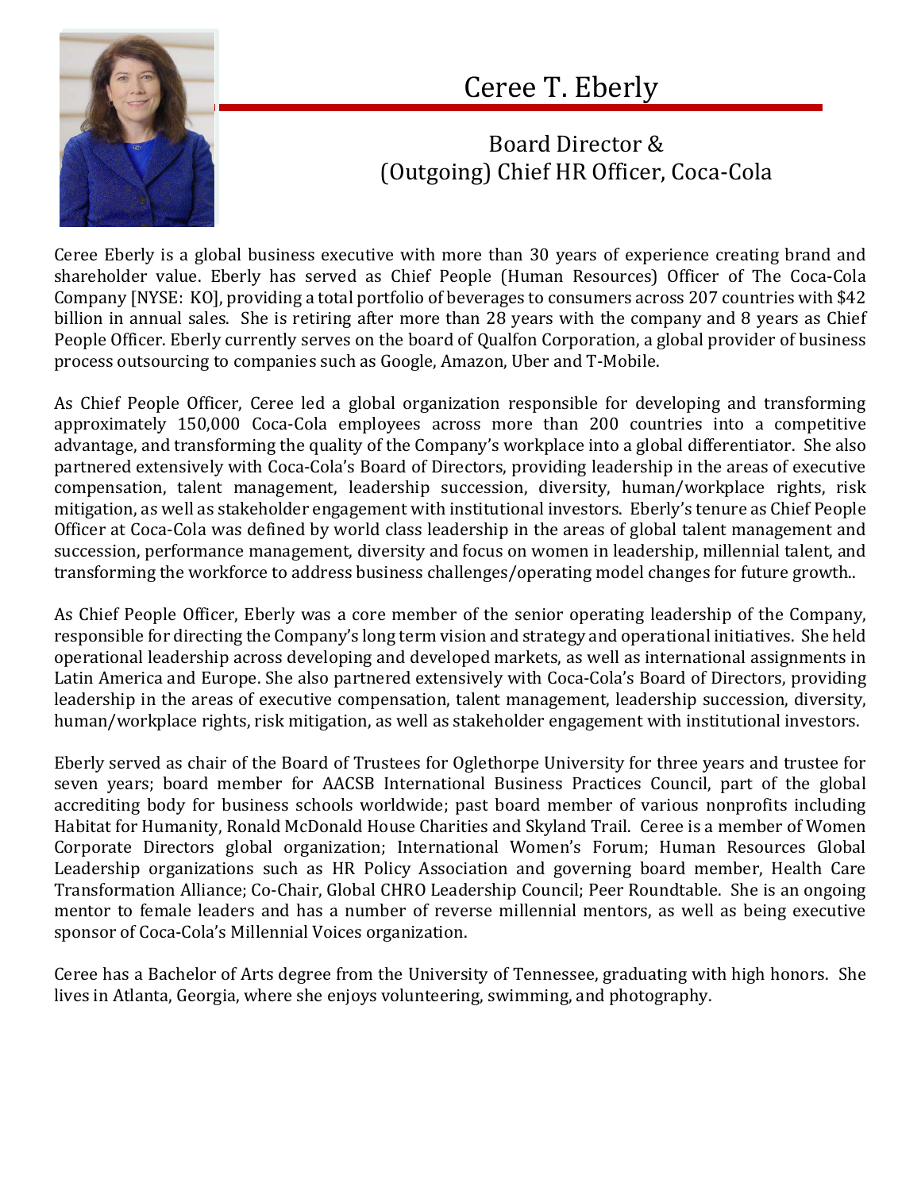# Ceree T. Eberly

## Board Director &
## (Outgoing) Chief HR Officer, Coca-Cola

Ceree Eberly is a global business executive with more than 30 years of experience creating brand and shareholder value. Eberly has served as Chief People (Human Resources) Officer of The Coca-Cola Company [NYSE: KO], providing a total portfolio of beverages to consumers across 207 countries with $42 billion in annual sales. She is retiring after more than 28 years with the company and 8 years as Chief People Officer. Eberly currently serves on the board of Qualfon Corporation, a global provider of business process outsourcing to companies such as Google, Amazon, Uber and T-Mobile.

As Chief People Officer, Ceree led a global organization responsible for developing and transforming approximately 150,000 Coca-Cola employees across more than 200 countries into a competitive advantage, and transforming the quality of the Company's workplace into a global differentiator. She also partnered extensively with Coca-Cola's Board of Directors, providing leadership in the areas of executive compensation, talent management, leadership succession, diversity, human/workplace rights, risk mitigation, as well as stakeholder engagement with institutional investors. Eberly's tenure as Chief People Officer at Coca-Cola was defined by world class leadership in the areas of global talent management and succession, performance management, diversity and focus on women in leadership, millennial talent, and transforming the workforce to address business challenges/operating model changes for future growth..

As Chief People Officer, Eberly was a core member of the senior operating leadership of the Company, responsible for directing the Company's long term vision and strategy and operational initiatives. She held operational leadership across developing and developed markets, as well as international assignments in Latin America and Europe. She also partnered extensively with Coca-Cola's Board of Directors, providing leadership in the areas of executive compensation, talent management, leadership succession, diversity, human/workplace rights, risk mitigation, as well as stakeholder engagement with institutional investors.

Eberly served as chair of the Board of Trustees for Oglethorpe University for three years and trustee for seven years; board member for AACSB International Business Practices Council, part of the global accrediting body for business schools worldwide; past board member of various nonprofits including Habitat for Humanity, Ronald McDonald House Charities and Skyland Trail. Ceree is a member of Women Corporate Directors global organization; International Women's Forum; Human Resources Global Leadership organizations such as HR Policy Association and governing board member, Health Care Transformation Alliance; Co-Chair, Global CHRO Leadership Council; Peer Roundtable. She is an ongoing mentor to female leaders and has a number of reverse millennial mentors, as well as being executive sponsor of Coca-Cola's Millennial Voices organization.

Ceree has a Bachelor of Arts degree from the University of Tennessee, graduating with high honors. She lives in Atlanta, Georgia, where she enjoys volunteering, swimming, and photography.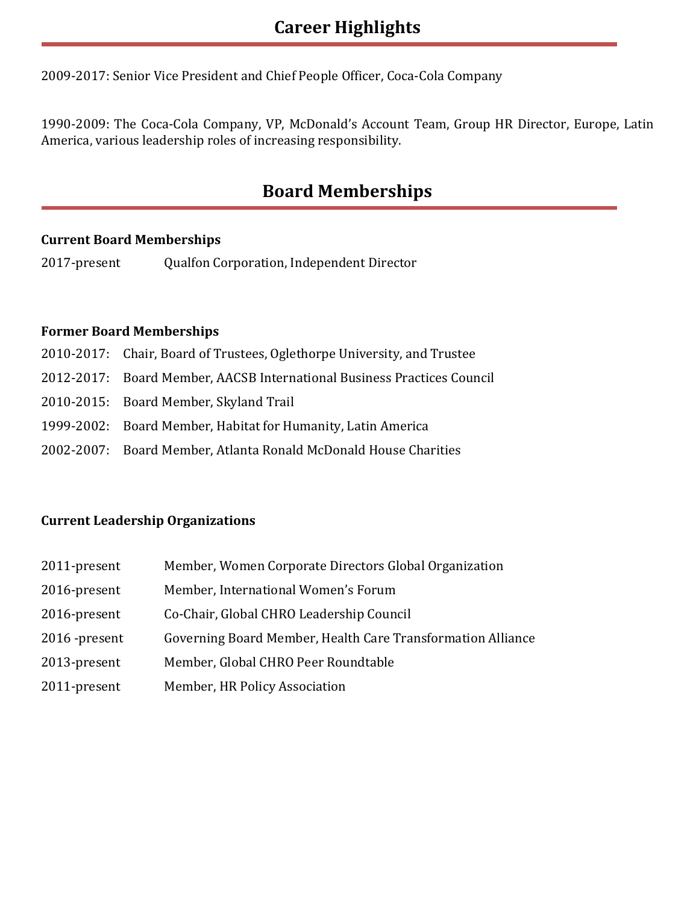## Career Highlights

2009-2017: Senior Vice President and Chief People Officer, Coca-Cola Company

1990-2009: The Coca-Cola Company, VP, McDonald's Account Team, Group HR Director, Europe, Latin America, various leadership roles of increasing responsibility.

## Board Memberships

**Current Board Memberships**

2017-present Qualfon Corporation, Independent Director

**Former Board Memberships**

2010-2017: Chair, Board of Trustees, Oglethorpe University, and Trustee

2012-2017: Board Member, AACSB International Business Practices Council

2010-2015: Board Member, Skyland Trail

1999-2002: Board Member, Habitat for Humanity, Latin America

2002-2007: Board Member, Atlanta Ronald McDonald House Charities

**Current Leadership Organizations**

2011-present Member, Women Corporate Directors Global Organization

2016-present Member, International Women's Forum

2016-present Co-Chair, Global CHRO Leadership Council

2016 -present Governing Board Member, Health Care Transformation Alliance

2013-present Member, Global CHRO Peer Roundtable

2011-present Member, HR Policy Association